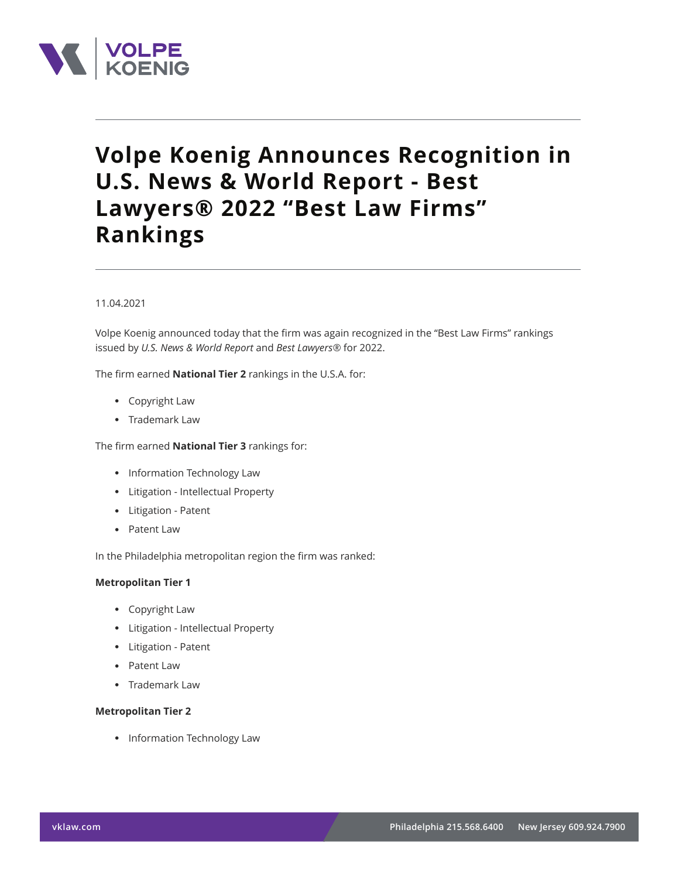# Volpe Koenig Announces Recognition in U.S. News & World Report - Best Lawyers® 2022 "Best Law Firms" Rankings

11.04.2021

Volpe Koenig announced today that the firm was again recognized in the "Best Law Firms" rankings issued by *U.S. News & World Report* and *Best Lawyers®* for 2022.

The firm earned **National Tier 2** rankings in the U.S.A. for:

- Copyright Law
- Trademark Law

The firm earned **National Tier 3** rankings for:

- Information Technology Law
- Litigation - Intellectual Property
- Litigation - Patent
- Patent Law

In the Philadelphia metropolitan region the firm was ranked:

**Metropolitan Tier 1**

- Copyright Law
- Litigation - Intellectual Property
- Litigation - Patent
- Patent Law
- Trademark Law

**Metropolitan Tier 2**

- Information Technology Law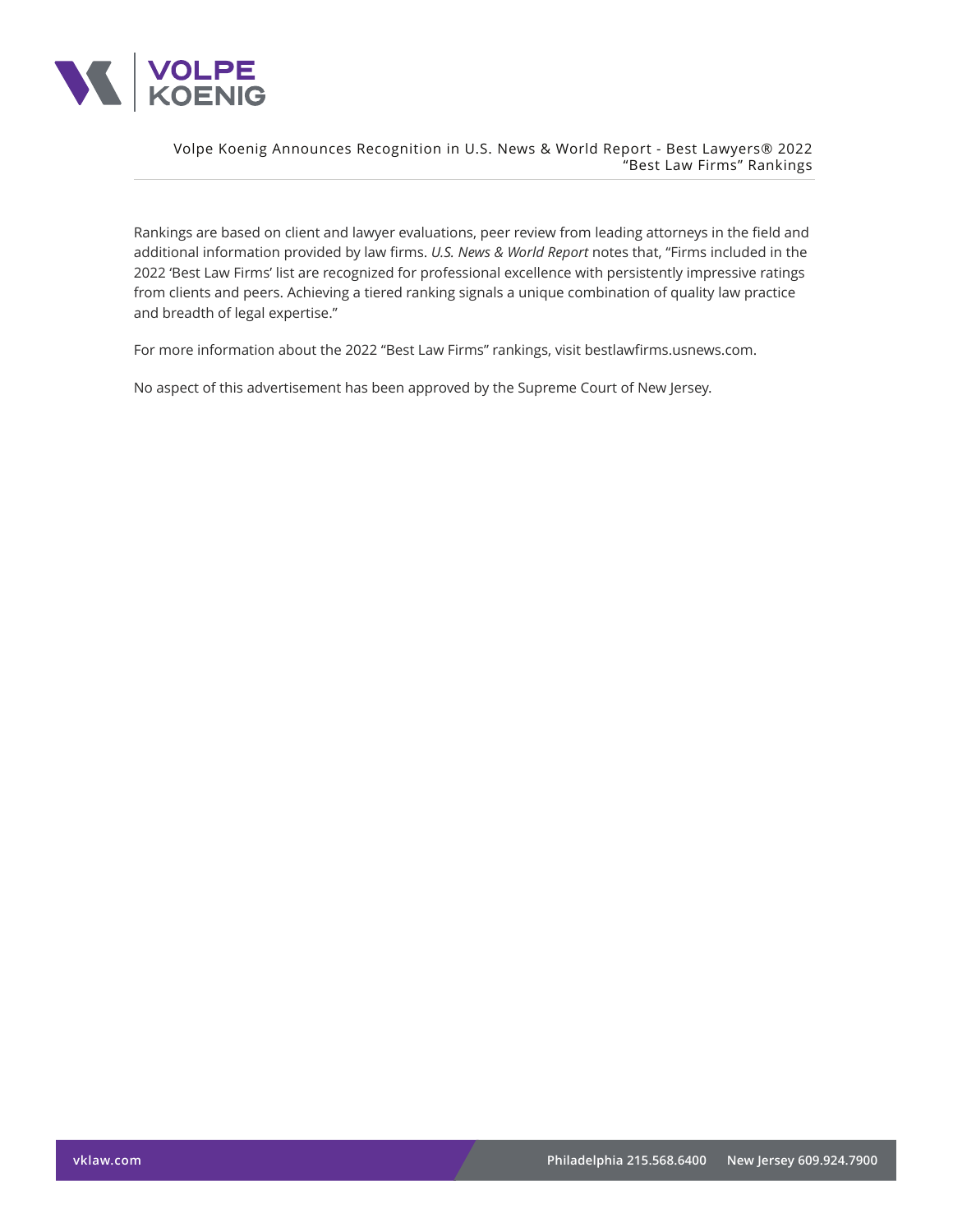Rankings are based on client and lawyer evaluations, peer review from leading attorneys in the field and additional information provided by law firms. *U.S. News & World Report* notes that, “Firms included in the 2022 ‘Best Law Firms’ list are recognized for professional excellence with persistently impressive ratings from clients and peers. Achieving a tiered ranking signals a unique combination of quality law practice and breadth of legal expertise.”

For more information about the 2022 “Best Law Firms” rankings, visit bestlawfirms.usnews.com.

No aspect of this advertisement has been approved by the Supreme Court of New Jersey.